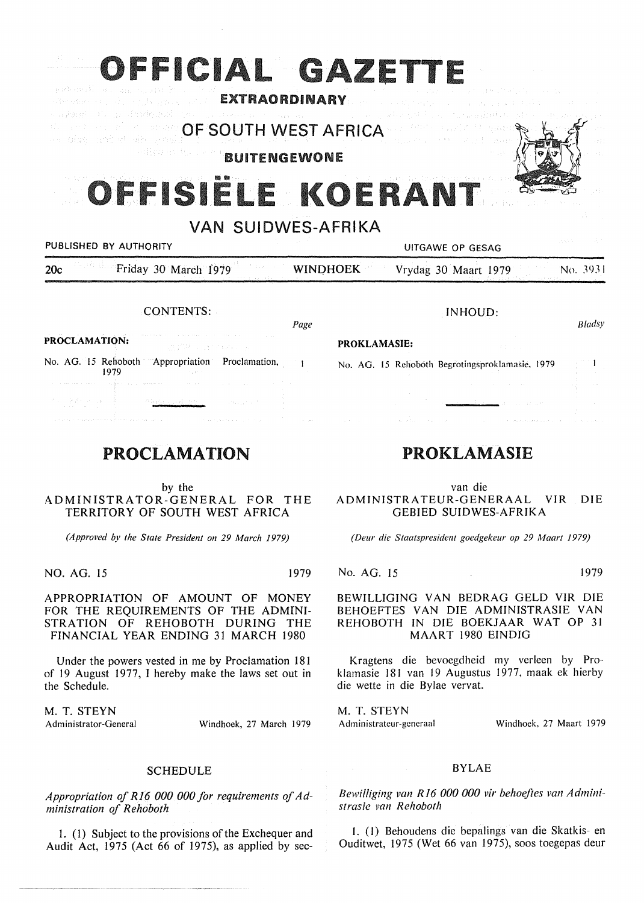# OFFICIAL GAZETTE

**EXTRAORDINARY**

## OF SOUTH WEST AFRICA

**BUITENGEWONE**

# OFFISIËLE KOERANT

## VAN SUIDWES-AFRIKA

PUBLISHED BY AUTHORITY — UITGAWE OP GESAG

20c — Friday 30 March 1979 — WINDHOEK — Vrydag 30 Maart 1979 — No. 3931

CONTENTS:

| | Page |
|---|---|
| **PROCLAMATION:** | |
| No. AG. 15 Rehoboth Appropriation Proclamation, 1979 | 1 |

## PROCLAMATION

by the
ADMINISTRATOR-GENERAL FOR THE TERRITORY OF SOUTH WEST AFRICA

*(Approved by the State President on 29 March 1979)*

NO. AG. 15 — 1979

APPROPRIATION OF AMOUNT OF MONEY FOR THE REQUIREMENTS OF THE ADMINISTRATION OF REHOBOTH DURING THE FINANCIAL YEAR ENDING 31 MARCH 1980

Under the powers vested in me by Proclamation 181 of 19 August 1977, I hereby make the laws set out in the Schedule.

M. T. STEYN
Administrator-General — Windhoek, 27 March 1979

### SCHEDULE

*Appropriation of R16 000 000 for requirements of Administration of Rehoboth*

1. (1) Subject to the provisions of the Exchequer and Audit Act, 1975 (Act 66 of 1975), as applied by sec-

INHOUD:

| | Bladsy |
|---|---|
| **PROKLAMASIE:** | |
| No. AG. 15 Rehoboth Begrotingsproklamasie, 1979 | 1 |

## PROKLAMASIE

van die
ADMINISTRATEUR-GENERAAL VIR DIE GEBIED SUIDWES-AFRIKA

*(Deur die Staatspresident goedgekeur op 29 Maart 1979)*

No. AG. 15 — 1979

BEWILLIGING VAN BEDRAG GELD VIR DIE BEHOEFTES VAN DIE ADMINISTRASIE VAN REHOBOTH IN DIE BOEKJAAR WAT OP 31 MAART 1980 EINDIG

Kragtens die bevoegdheid my verleen by Proklamasie 181 van 19 Augustus 1977, maak ek hierby die wette in die Bylae vervat.

M. T. STEYN
Administrateur-generaal — Windhoek, 27 Maart 1979

### BYLAE

*Bewilliging van R16 000 000 vir behoeftes van Administrasie van Rehoboth*

1. (1) Behoudens die bepalings van die Skatkis- en Ouditwet, 1975 (Wet 66 van 1975), soos toegepas deur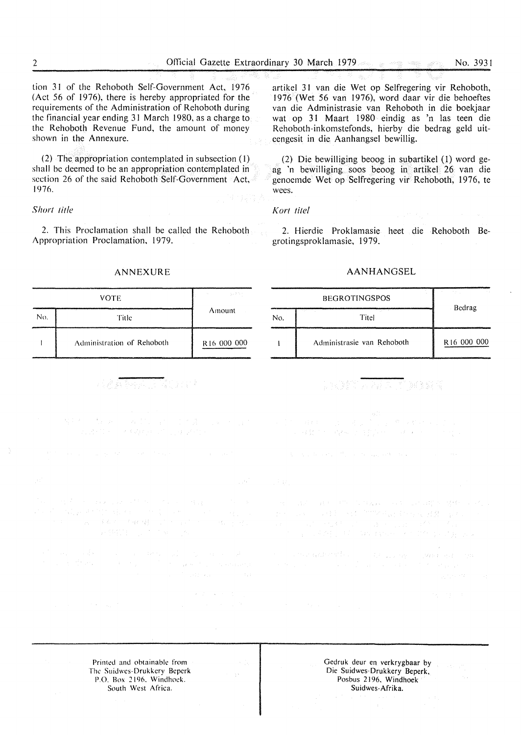tion 31 of the Rehoboth Self-Government Act, 1976 (Act 56 of 1976), there is hereby appropriated for the requirements of the Administration of Rehoboth during the financial year ending 31 March 1980, as a charge to the Rehoboth Revenue Fund, the amount of money shown in the Annexure.

(2) The appropriation contemplated in subsection (1) shall be deemed to be an appropriation contemplated in section 26 of the said Rehoboth Self-Government Act, 1976.

*Short title*

2. This Proclamation shall be called the Rehoboth Appropriation Proclamation, 1979.

ANNEXURE

| VOTE | | Amount |
|---|---|---|
| No. | Title | |
| 1 | Administration of Rehoboth | R16 000 000 |

artikel 31 van die Wet op Selfregering vir Rehoboth, 1976 (Wet 56 van 1976), word daar vir die behoeftes van die Administrasie van Rehoboth in die boekjaar wat op 31 Maart 1980 eindig as 'n las teen die Rehoboth-inkomstefonds, hierby die bedrag geld uiteengesit in die Aanhangsel bewillig.

(2) Die bewilliging beoog in subartikel (1) word geag 'n bewilliging soos beoog in artikel 26 van die genoemde Wet op Selfregering vir Rehoboth, 1976, te wees.

*Kort titel*

2. Hierdie Proklamasie heet die Rehoboth Begrotingsproklamasie, 1979.

AANHANGSEL

| BEGROTINGSPOS | | Bedrag |
|---|---|---|
| No. | Titel | |
| 1 | Administrasie van Rehoboth | R16 000 000 |

Printed and obtainable from
The Suidwes-Drukkery Beperk
P.O. Box 2196, Windhoek.
South West Africa.

Gedruk deur en verkrygbaar by
Die Suidwes-Drukkery Beperk,
Posbus 2196, Windhoek
Suidwes-Afrika.